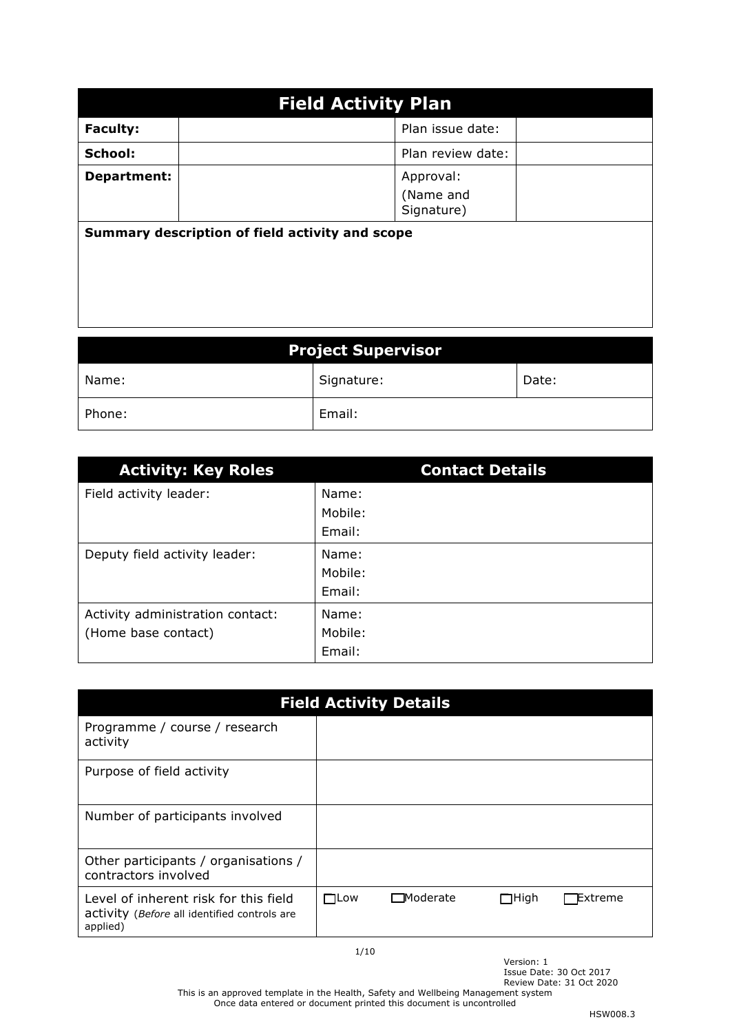# Field Activity Plan

| | | | |
|---|---|---|---|
| **Faculty:** | | Plan issue date: | |
| **School:** | | Plan review date: | |
| **Department:** | | Approval: (Name and Signature) | |

**Summary description of field activity and scope**

## Project Supervisor

| | | |
|---|---|---|
| Name: | Signature: | Date: |
| Phone: | Email: | |

| Activity: Key Roles | Contact Details |
|---|---|
| Field activity leader: | Name:<br>Mobile:<br>Email: |
| Deputy field activity leader: | Name:<br>Mobile:<br>Email: |
| Activity administration contact:<br>(Home base contact) | Name:<br>Mobile:<br>Email: |

## Field Activity Details

| | |
|---|---|
| Programme / course / research activity | |
| Purpose of field activity | |
| Number of participants involved | |
| Other participants / organisations / contractors involved | |
| Level of inherent risk for this field activity (*Before* all identified controls are applied) | ☐Low ☐Moderate ☐High ☐Extreme |

Version: 1
Issue Date: 30 Oct 2017
Review Date: 31 Oct 2020

This is an approved template in the Health, Safety and Wellbeing Management system
Once data entered or document printed this document is uncontrolled

HSW008.3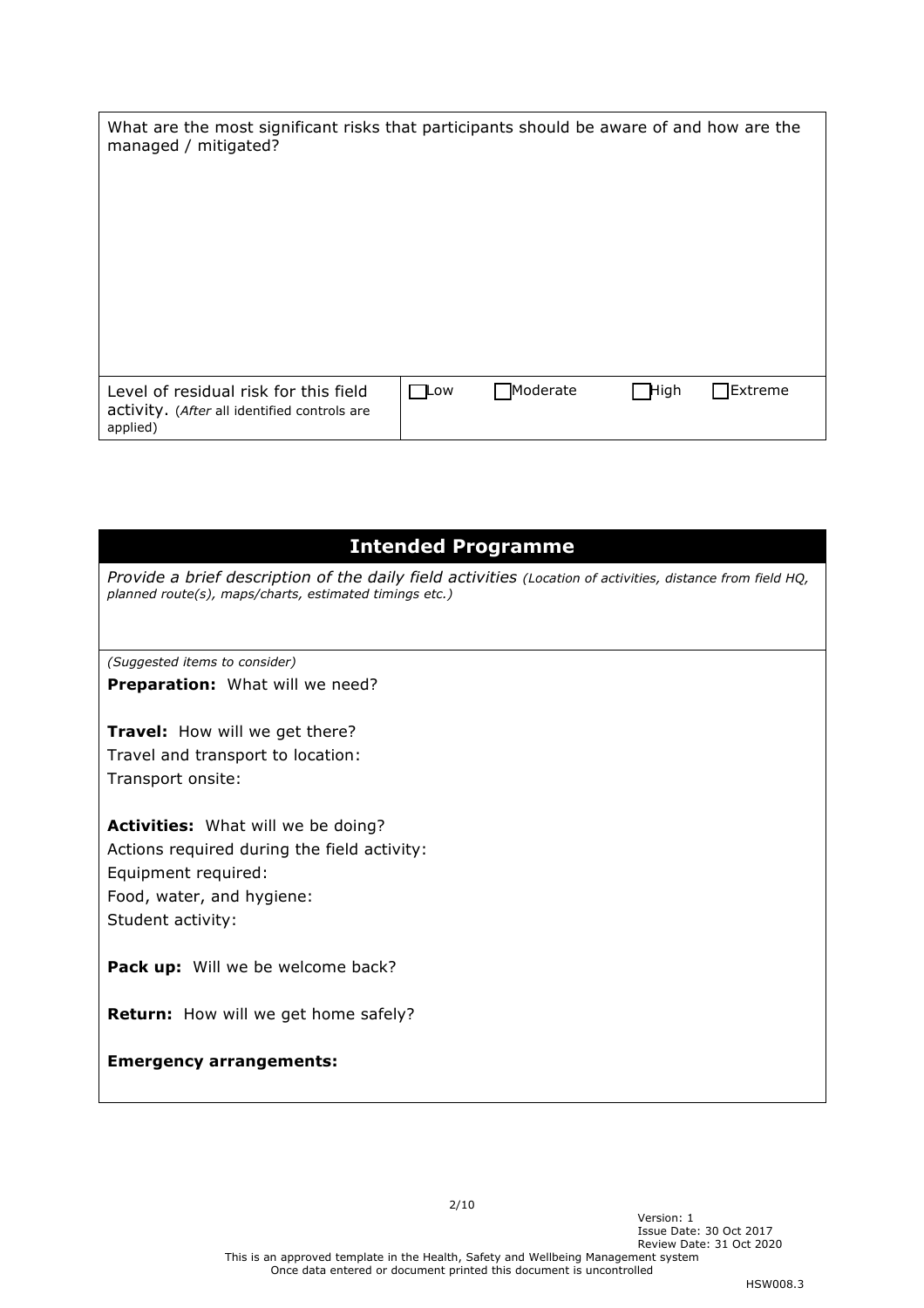| What are the most significant risks that participants should be aware of and how are the managed / mitigated? | | | | |
|---|---|---|---|---|
| Level of residual risk for this field activity. (*After* all identified controls are applied) | ☐ Low | ☐ Moderate | ☐ High | ☐ Extreme |

## Intended Programme

*Provide a brief description of the daily field activities* *(Location of activities, distance from field HQ, planned route(s), maps/charts, estimated timings etc.)*

*(Suggested items to consider)*

**Preparation:** What will we need?

**Travel:** How will we get there?
Travel and transport to location:
Transport onsite:

**Activities:** What will we be doing?
Actions required during the field activity:
Equipment required:
Food, water, and hygiene:
Student activity:

**Pack up:** Will we be welcome back?

**Return:** How will we get home safely?

**Emergency arrangements:**

Version: 1
Issue Date: 30 Oct 2017
Review Date: 31 Oct 2020
This is an approved template in the Health, Safety and Wellbeing Management system
Once data entered or document printed this document is uncontrolled

HSW008.3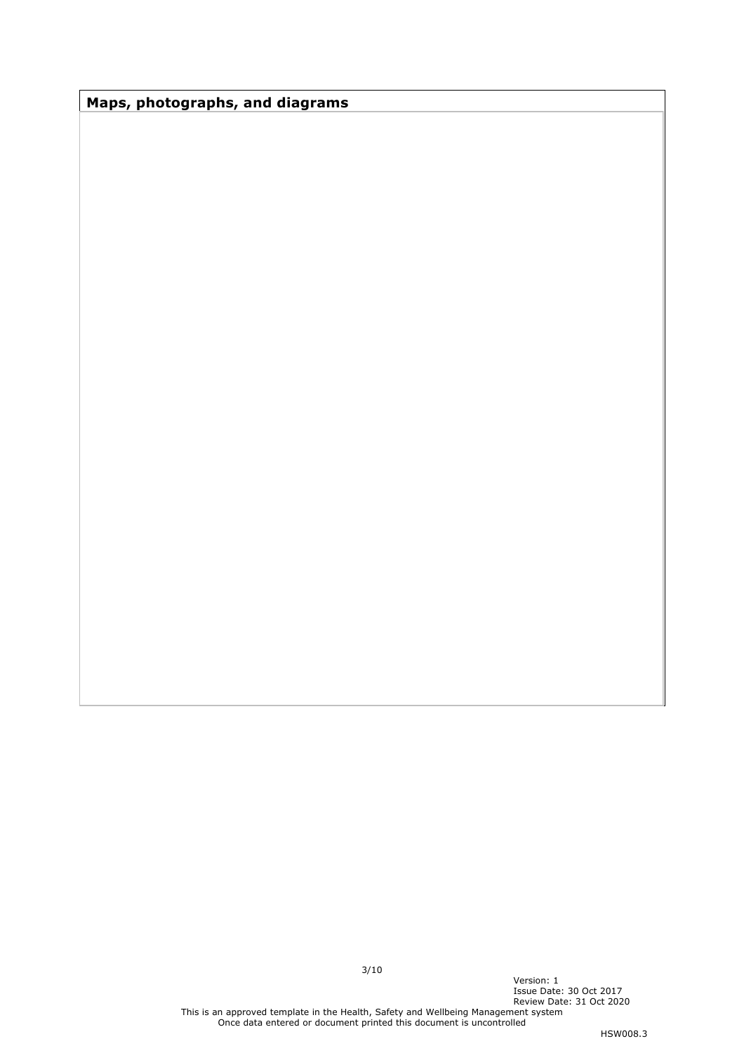## Maps, photographs, and diagrams

Version: 1
Issue Date: 30 Oct 2017
Review Date: 31 Oct 2020

This is an approved template in the Health, Safety and Wellbeing Management system
Once data entered or document printed this document is uncontrolled

HSW008.3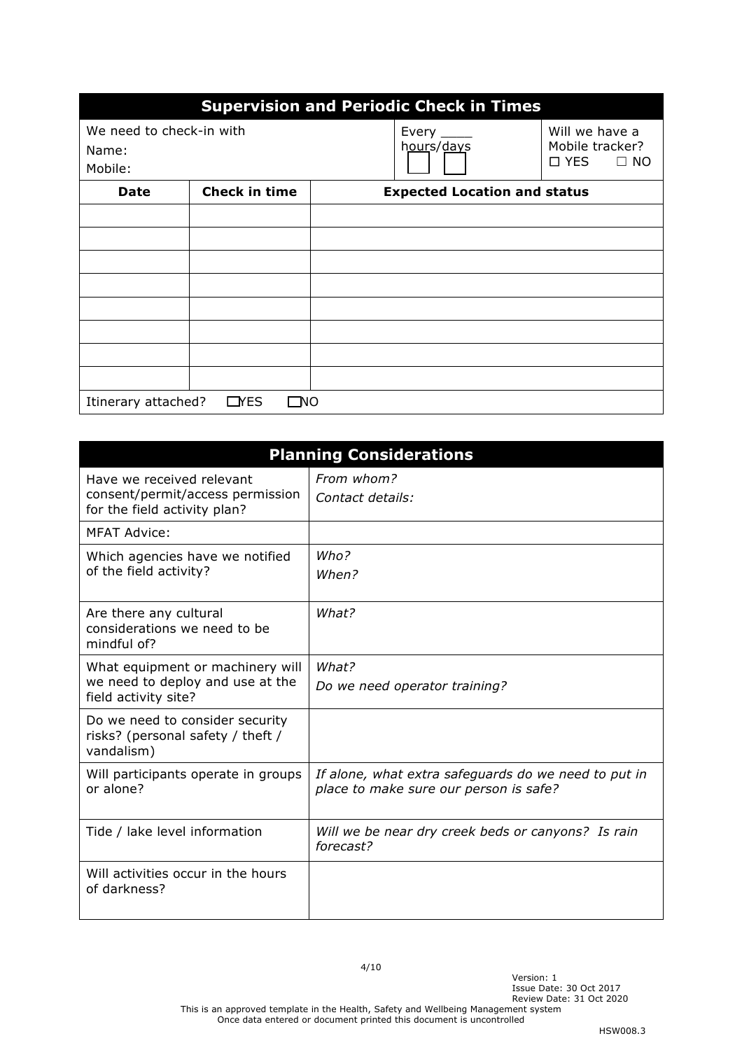| **Supervision and Periodic Check in Times** | | | | |
|---|---|---|---|---|
| We need to check-in with<br>Name:<br>Mobile: | | | Every \_\_\_\_ hours/days<br>☐ ☐ | Will we have a Mobile tracker?<br>☐ YES ☐ NO |
| **Date** | **Check in time** | **Expected Location and status** | | |
| | | | | |
| | | | | |
| | | | | |
| | | | | |
| | | | | |
| | | | | |
| | | | | |
| | | | | |
| Itinerary attached? ☐YES ☐NO | | | | |

| **Planning Considerations** | |
|---|---|
| Have we received relevant consent/permit/access permission for the field activity plan? | *From whom?*<br>*Contact details:* |
| MFAT Advice: | |
| Which agencies have we notified of the field activity? | *Who?*<br>*When?* |
| Are there any cultural considerations we need to be mindful of? | *What?* |
| What equipment or machinery will we need to deploy and use at the field activity site? | *What?*<br>*Do we need operator training?* |
| Do we need to consider security risks? (personal safety / theft / vandalism) | |
| Will participants operate in groups or alone? | *If alone, what extra safeguards do we need to put in place to make sure our person is safe?* |
| Tide / lake level information | *Will we be near dry creek beds or canyons? Is rain forecast?* |
| Will activities occur in the hours of darkness? | |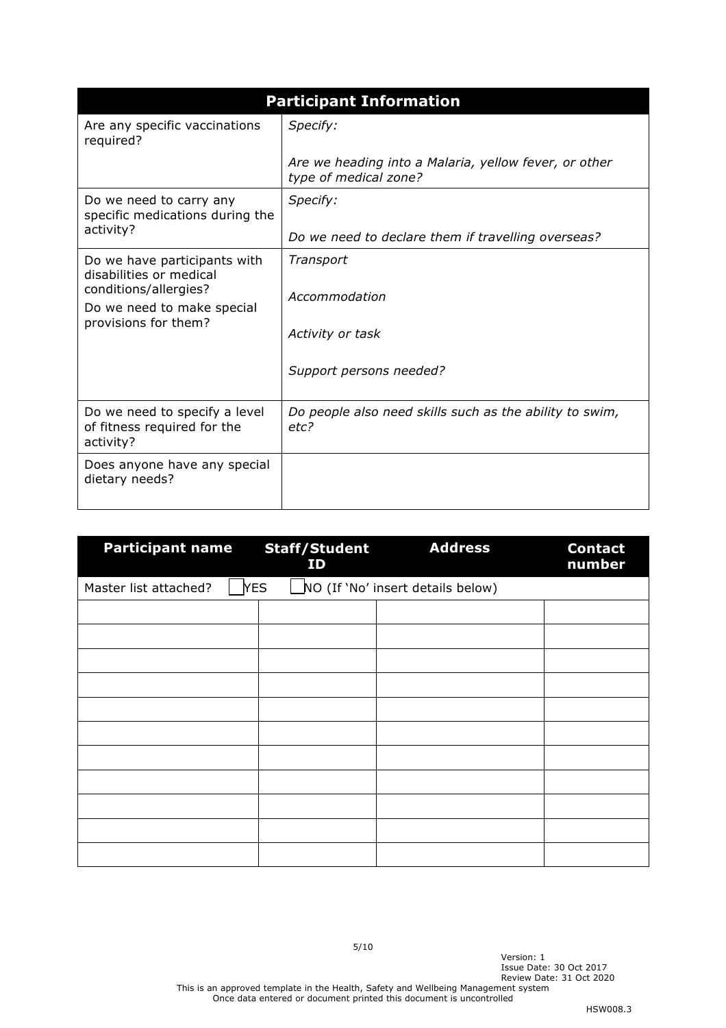| Participant Information | |
|---|---|
| Are any specific vaccinations required? | *Specify:*<br><br>*Are we heading into a Malaria, yellow fever, or other type of medical zone?* |
| Do we need to carry any specific medications during the activity? | *Specify:*<br><br>*Do we need to declare them if travelling overseas?* |
| Do we have participants with disabilities or medical conditions/allergies?<br>Do we need to make special provisions for them? | *Transport*<br><br>*Accommodation*<br><br>*Activity or task*<br><br>*Support persons needed?* |
| Do we need to specify a level of fitness required for the activity? | *Do people also need skills such as the ability to swim, etc?* |
| Does anyone have any special dietary needs? | |

| Participant name | Staff/Student ID | Address | Contact number |
|---|---|---|---|
| Master list attached? ☐ YES | ☐ NO (If 'No' insert details below) | | |
| | | | |
| | | | |
| | | | |
| | | | |
| | | | |
| | | | |
| | | | |
| | | | |
| | | | |
| | | | |
| | | | |

Version: 1
Issue Date: 30 Oct 2017
Review Date: 31 Oct 2020

This is an approved template in the Health, Safety and Wellbeing Management system
Once data entered or document printed this document is uncontrolled

HSW008.3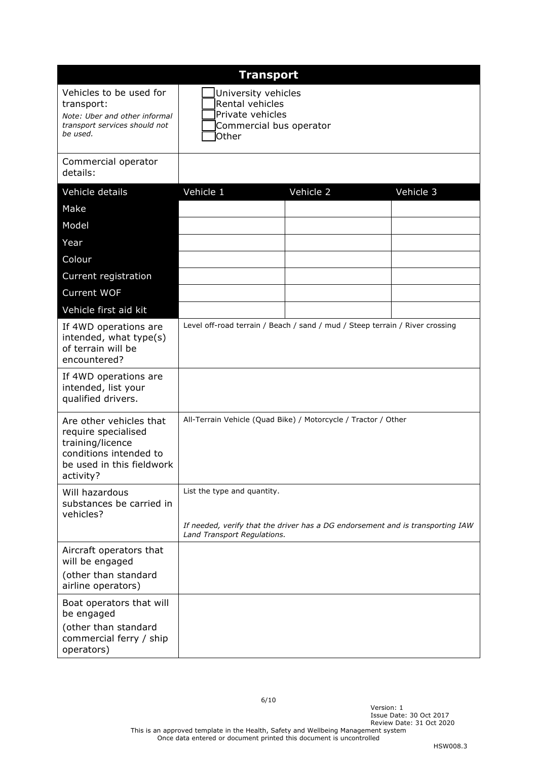| Transport | | | |
|---|---|---|---|
| Vehicles to be used for transport:<br>*Note: Uber and other informal transport services should not be used.* | ☐ University vehicles<br>☐ Rental vehicles<br>☐ Private vehicles<br>☐ Commercial bus operator<br>☐ Other | | |
| Commercial operator details: | | | |
| **Vehicle details** | **Vehicle 1** | **Vehicle 2** | **Vehicle 3** |
| Make | | | |
| Model | | | |
| Year | | | |
| Colour | | | |
| Current registration | | | |
| Current WOF | | | |
| Vehicle first aid kit | | | |
| If 4WD operations are intended, what type(s) of terrain will be encountered? | Level off-road terrain / Beach / sand / mud / Steep terrain / River crossing | | |
| If 4WD operations are intended, list your qualified drivers. | | | |
| Are other vehicles that require specialised training/licence conditions intended to be used in this fieldwork activity? | All-Terrain Vehicle (Quad Bike) / Motorcycle / Tractor / Other | | |
| Will hazardous substances be carried in vehicles? | List the type and quantity.<br><br>*If needed, verify that the driver has a DG endorsement and is transporting IAW Land Transport Regulations.* | | |
| Aircraft operators that will be engaged<br>(other than standard airline operators) | | | |
| Boat operators that will be engaged<br>(other than standard commercial ferry / ship operators) | | | |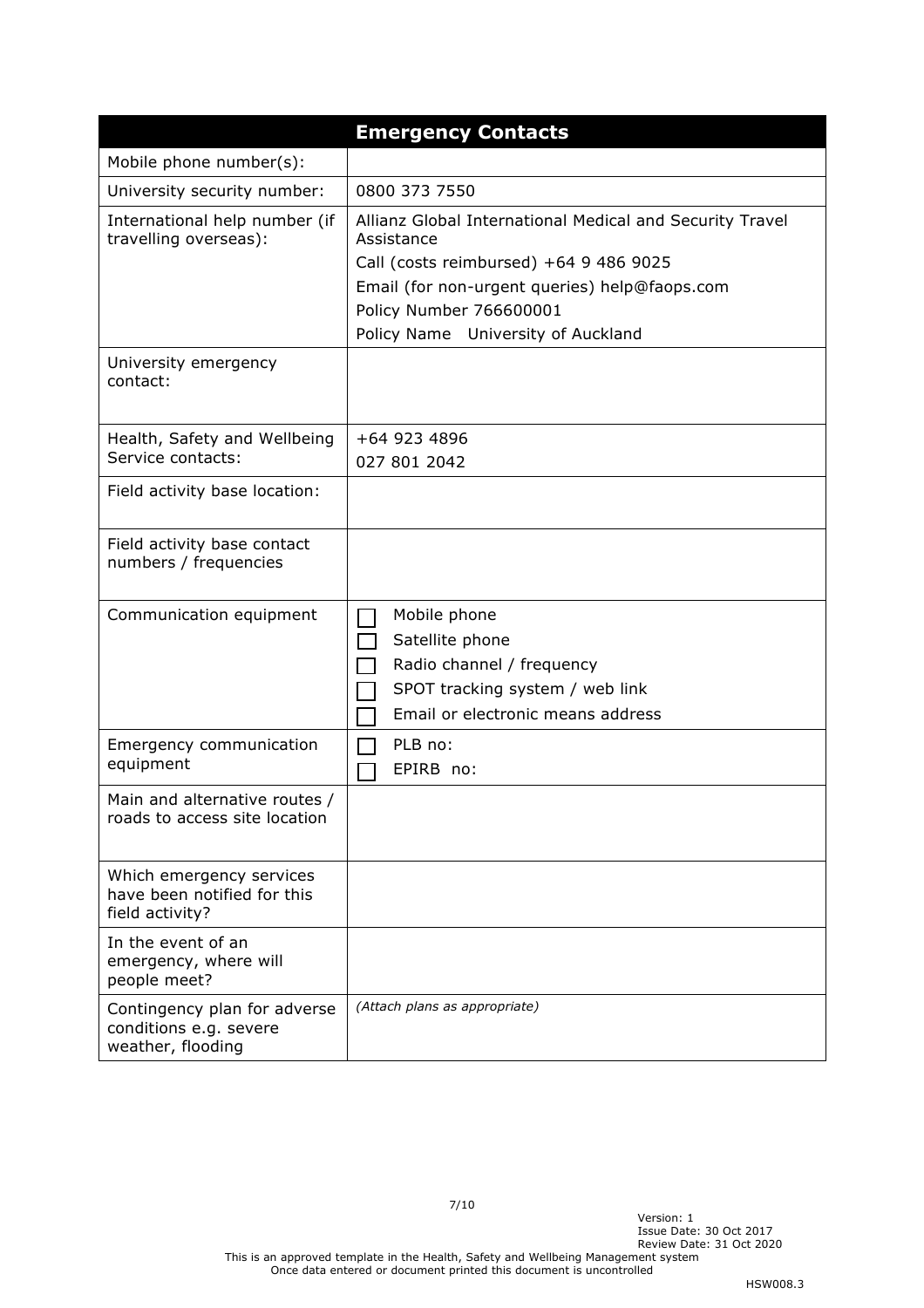| Emergency Contacts | |
|---|---|
| Mobile phone number(s): | |
| University security number: | 0800 373 7550 |
| International help number (if travelling overseas): | Allianz Global International Medical and Security Travel Assistance<br>Call (costs reimbursed) +64 9 486 9025<br>Email (for non-urgent queries) help@faops.com<br>Policy Number 766600001<br>Policy Name University of Auckland |
| University emergency contact: | |
| Health, Safety and Wellbeing Service contacts: | +64 923 4896<br>027 801 2042 |
| Field activity base location: | |
| Field activity base contact numbers / frequencies | |
| Communication equipment | ☐ Mobile phone<br>☐ Satellite phone<br>☐ Radio channel / frequency<br>☐ SPOT tracking system / web link<br>☐ Email or electronic means address |
| Emergency communication equipment | ☐ PLB no:<br>☐ EPIRB no: |
| Main and alternative routes / roads to access site location | |
| Which emergency services have been notified for this field activity? | |
| In the event of an emergency, where will people meet? | |
| Contingency plan for adverse conditions e.g. severe weather, flooding | *(Attach plans as appropriate)* |

Version: 1
Issue Date: 30 Oct 2017
Review Date: 31 Oct 2020
This is an approved template in the Health, Safety and Wellbeing Management system
Once data entered or document printed this document is uncontrolled

HSW008.3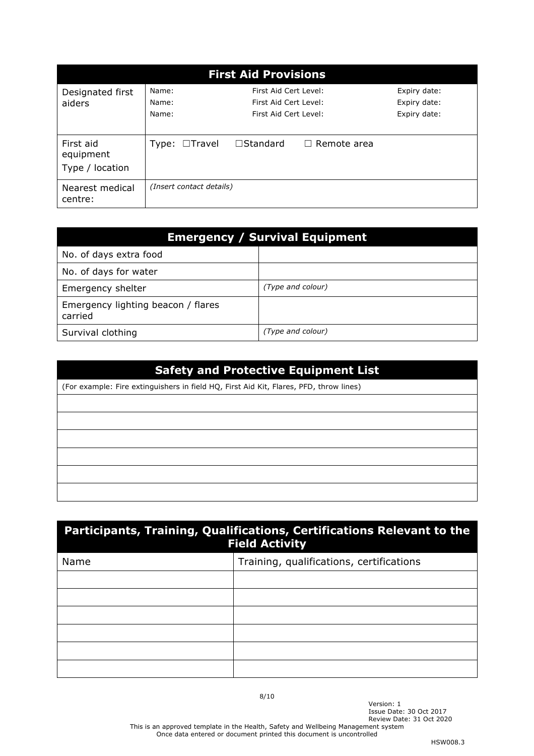| First Aid Provisions | | | |
|---|---|---|---|
| Designated first aiders | Name: | First Aid Cert Level: | Expiry date: |
| | Name: | First Aid Cert Level: | Expiry date: |
| | Name: | First Aid Cert Level: | Expiry date: |
| First aid equipment Type / location | Type: ☐Travel ☐Standard ☐ Remote area | | |
| Nearest medical centre: | *(Insert contact details)* | | |

| Emergency / Survival Equipment | |
|---|---|
| No. of days extra food | |
| No. of days for water | |
| Emergency shelter | *(Type and colour)* |
| Emergency lighting beacon / flares carried | |
| Survival clothing | *(Type and colour)* |

| Safety and Protective Equipment List |
|---|
| (For example: Fire extinguishers in field HQ, First Aid Kit, Flares, PFD, throw lines) |
| |
| |
| |
| |
| |
| |

| Participants, Training, Qualifications, Certifications Relevant to the Field Activity | |
|---|---|
| Name | Training, qualifications, certifications |
| | |
| | |
| | |
| | |
| | |
| | |

Version: 1
Issue Date: 30 Oct 2017
Review Date: 31 Oct 2020
This is an approved template in the Health, Safety and Wellbeing Management system
Once data entered or document printed this document is uncontrolled

HSW008.3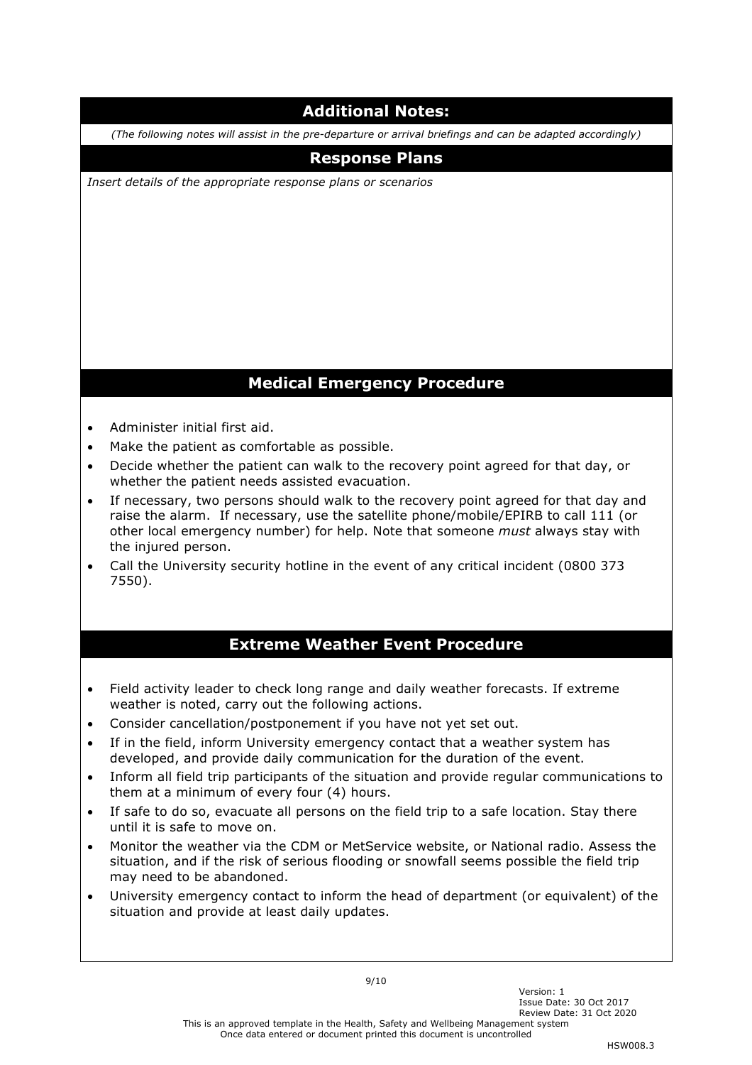## Additional Notes:

*(The following notes will assist in the pre-departure or arrival briefings and can be adapted accordingly)*

## Response Plans

*Insert details of the appropriate response plans or scenarios*

## Medical Emergency Procedure

- Administer initial first aid.
- Make the patient as comfortable as possible.
- Decide whether the patient can walk to the recovery point agreed for that day, or whether the patient needs assisted evacuation.
- If necessary, two persons should walk to the recovery point agreed for that day and raise the alarm. If necessary, use the satellite phone/mobile/EPIRB to call 111 (or other local emergency number) for help. Note that someone *must* always stay with the injured person.
- Call the University security hotline in the event of any critical incident (0800 373 7550).

## Extreme Weather Event Procedure

- Field activity leader to check long range and daily weather forecasts. If extreme weather is noted, carry out the following actions.
- Consider cancellation/postponement if you have not yet set out.
- If in the field, inform University emergency contact that a weather system has developed, and provide daily communication for the duration of the event.
- Inform all field trip participants of the situation and provide regular communications to them at a minimum of every four (4) hours.
- If safe to do so, evacuate all persons on the field trip to a safe location. Stay there until it is safe to move on.
- Monitor the weather via the CDM or MetService website, or National radio. Assess the situation, and if the risk of serious flooding or snowfall seems possible the field trip may need to be abandoned.
- University emergency contact to inform the head of department (or equivalent) of the situation and provide at least daily updates.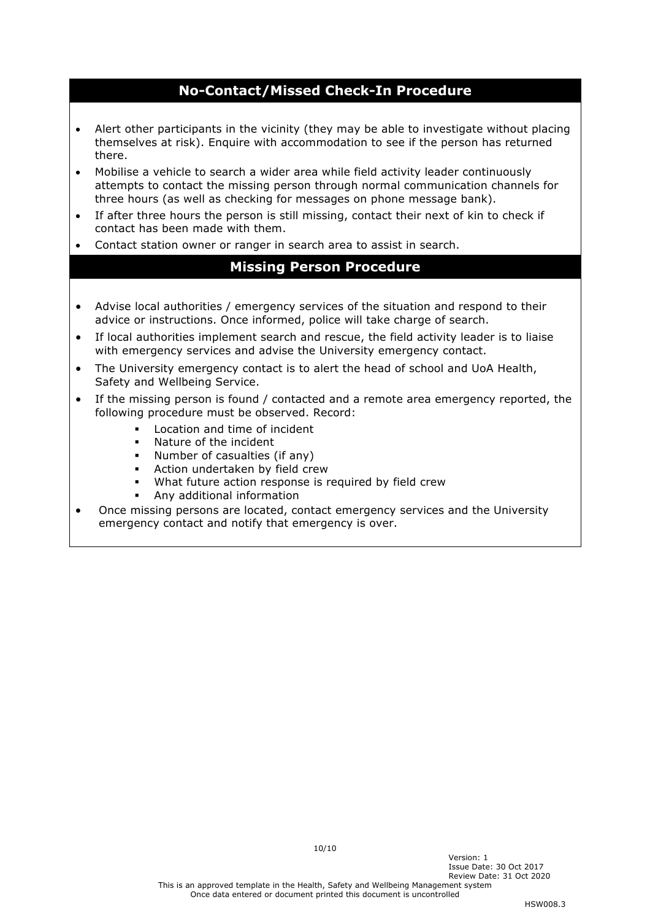## No-Contact/Missed Check-In Procedure

- Alert other participants in the vicinity (they may be able to investigate without placing themselves at risk). Enquire with accommodation to see if the person has returned there.
- Mobilise a vehicle to search a wider area while field activity leader continuously attempts to contact the missing person through normal communication channels for three hours (as well as checking for messages on phone message bank).
- If after three hours the person is still missing, contact their next of kin to check if contact has been made with them.
- Contact station owner or ranger in search area to assist in search.

## Missing Person Procedure

- Advise local authorities / emergency services of the situation and respond to their advice or instructions. Once informed, police will take charge of search.
- If local authorities implement search and rescue, the field activity leader is to liaise with emergency services and advise the University emergency contact.
- The University emergency contact is to alert the head of school and UoA Health, Safety and Wellbeing Service.
- If the missing person is found / contacted and a remote area emergency reported, the following procedure must be observed. Record:
    - Location and time of incident
    - Nature of the incident
    - Number of casualties (if any)
    - Action undertaken by field crew
    - What future action response is required by field crew
    - Any additional information
- Once missing persons are located, contact emergency services and the University emergency contact and notify that emergency is over.